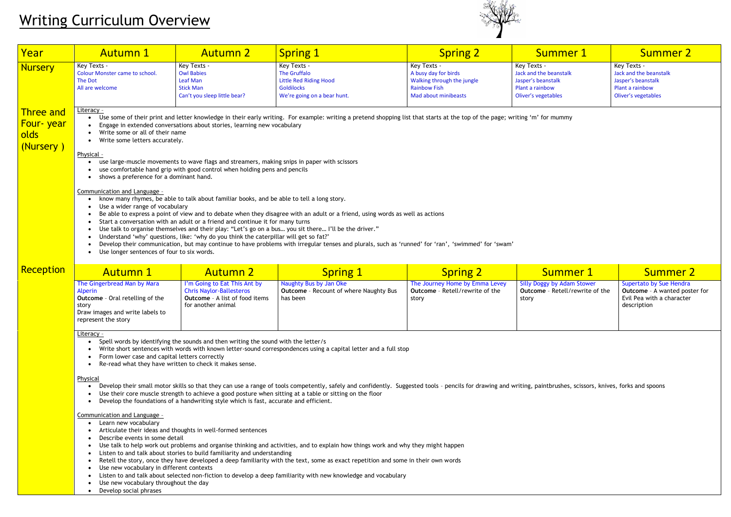# Writing Curriculum Overview

| Year | Autumn 1 | Autumn 2 | Spring 1 | Spring 2 | Summer 1 | Summer 2 |
|---|---|---|---|---|---|---|
| Nursery | Key Texts -<br>Colour Monster came to school.<br>The Dot<br>All are welcome | Key Texts -<br>Owl Babies<br>Leaf Man<br>Stick Man<br>Can't you sleep little bear? | Key Texts -<br>The Gruffalo<br>Little Red Riding Hood<br>Goldilocks<br>We're going on a bear hunt. | Key Texts -<br>A busy day for birds<br>Walking through the jungle<br>Rainbow Fish<br>Mad about minibeasts | Key Texts -<br>Jack and the beanstalk<br>Jasper's beanstalk<br>Plant a rainbow<br>Oliver's vegetables | Key Texts -<br>Jack and the beanstalk<br>Jasper's beanstalk<br>Plant a rainbow<br>Oliver's vegetables |

## Three and Four- year olds (Nursery )

Literacy -

- Use some of their print and letter knowledge in their early writing. For example: writing a pretend shopping list that starts at the top of the page; writing 'm' for mummy
- Engage in extended conversations about stories, learning new vocabulary
- Write some or all of their name
- Write some letters accurately.

Physical -

- use large-muscle movements to wave flags and streamers, making snips in paper with scissors
- use comfortable hand grip with good control when holding pens and pencils
- shows a preference for a dominant hand.

Communication and Language -

- know many rhymes, be able to talk about familiar books, and be able to tell a long story.
- Use a wider range of vocabulary
- Be able to express a point of view and to debate when they disagree with an adult or a friend, using words as well as actions
- Start a conversation with an adult or a friend and continue it for many turns
- Use talk to organise themselves and their play: "Let's go on a bus… you sit there… I'll be the driver."
- Understand 'why' questions, like: 'why do you think the caterpillar will get so fat?'
- Develop their communication, but may continue to have problems with irregular tenses and plurals, such as 'runned' for 'ran', 'swimmed' for 'swam'
- Use longer sentences of four to six words.

## Reception

| Autumn 1 | Autumn 2 | Spring 1 | Spring 2 | Summer 1 | Summer 2 |
|---|---|---|---|---|---|
| The Gingerbread Man by Mara Alperin<br>**Outcome** - Oral retelling of the story<br>Draw images and write labels to represent the story | I'm Going to Eat This Ant by Chris Naylor-Ballesteros<br>**Outcome** - A list of food items for another animal | Naughty Bus by Jan Oke<br>**Outcome** - Recount of where Naughty Bus has been | The Journey Home by Emma Levey<br>**Outcome** - Retell/rewrite of the story | Silly Doggy by Adam Stower<br>**Outcome** - Retell/rewrite of the story | Supertato by Sue Hendra<br>**Outcome** - A wanted poster for Evil Pea with a character description |

Literacy -

- Spell words by identifying the sounds and then writing the sound with the letter/s
- Write short sentences with words with known letter-sound correspondences using a capital letter and a full stop
- Form lower case and capital letters correctly
- Re-read what they have written to check it makes sense.

Physical

- Develop their small motor skills so that they can use a range of tools competently, safely and confidently. Suggested tools - pencils for drawing and writing, paintbrushes, scissors, knives, forks and spoons
- Use their core muscle strength to achieve a good posture when sitting at a table or sitting on the floor
- Develop the foundations of a handwriting style which is fast, accurate and efficient.

Communication and Language -

- Learn new vocabulary
- Articulate their ideas and thoughts in well-formed sentences
- Describe events in some detail
- Use talk to help work out problems and organise thinking and activities, and to explain how things work and why they might happen
- Listen to and talk about stories to build familiarity and understanding
- Retell the story, once they have developed a deep familiarity with the text, some as exact repetition and some in their own words
- Use new vocabulary in different contexts
- Listen to and talk about selected non-fiction to develop a deep familiarity with new knowledge and vocabulary
- Use new vocabulary throughout the day
- Develop social phrases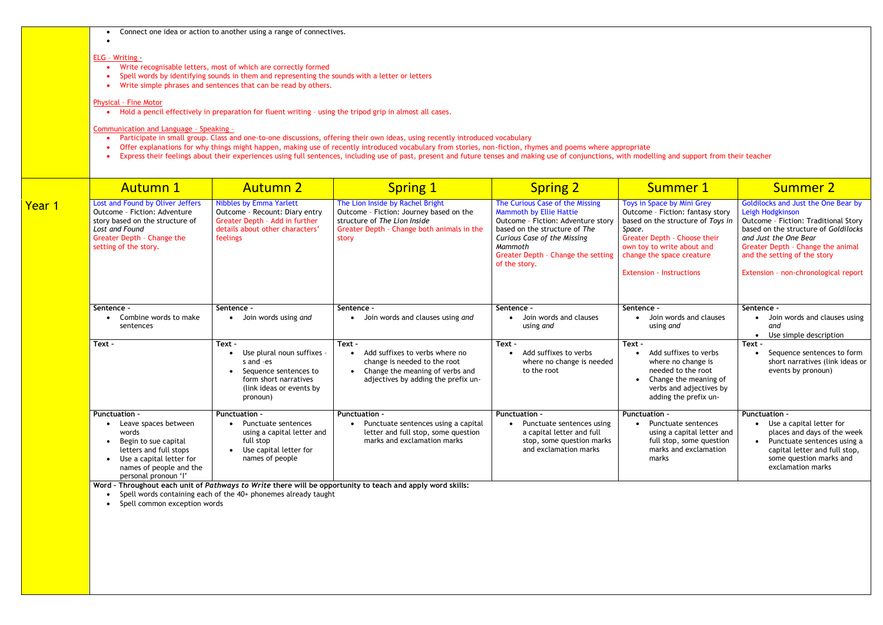- Connect one idea or action to another using a range of connectives.
-

ELG – Writing -

- Write recognisable letters, most of which are correctly formed
- Spell words by identifying sounds in them and representing the sounds with a letter or letters
- Write simple phrases and sentences that can be read by others.

Physical – Fine Motor

- Hold a pencil effectively in preparation for fluent writing – using the tripod grip in almost all cases.

Communication and Language – Speaking -

- Participate in small group. Class and one-to-one discussions, offering their own ideas, using recently introduced vocabulary
- Offer explanations for why things might happen, making use of recently introduced vocabulary from stories, non-fiction, rhymes and poems where appropriate
- Express their feelings about their experiences using full sentences, including use of past, present and future tenses and making use of conjunctions, with modelling and support from their teacher

| | Autumn 1 | Autumn 2 | Spring 1 | Spring 2 | Summer 1 | Summer 2 |
|---|---|---|---|---|---|---|
| Year 1 | Lost and Found by Oliver Jeffers<br>Outcome – Fiction: Adventure story based on the structure of *Lost and Found*<br>Greater Depth – Change the setting of the story. | Nibbles by Emma Yarlett<br>Outcome – Recount: Diary entry<br>Greater Depth – Add in further details about other characters' feelings | The Lion Inside by Rachel Bright<br>Outcome – Fiction: Journey based on the structure of *The Lion Inside*<br>Greater Depth – Change both animals in the story | The Curious Case of the Missing Mammoth by Ellie Hattie<br>Outcome – Fiction: Adventure story based on the structure of *The Curious Case of the Missing Mammoth*<br>Greater Depth – Change the setting of the story. | Toys in Space by Mini Grey<br>Outcome – Fiction: fantasy story based on the structure of *Toys in Space*.<br>Greater Depth – Choose their own toy to write about and change the space creature<br><br>Extension - Instructions | Goldilocks and Just the One Bear by Leigh Hodgkinson<br>Outcome – Fiction: Traditional Story based on the structure of *Goldilocks and Just the One Bear*<br>Greater Depth – Change the animal and the setting of the story<br><br>Extension – non-chronological report |
| | **Sentence -**<br>• Combine words to make sentences | **Sentence -**<br>• Join words using *and* | **Sentence -**<br>• Join words and clauses using *and* | **Sentence -**<br>• Join words and clauses using *and* | **Sentence -**<br>• Join words and clauses using *and* | **Sentence -**<br>• Join words and clauses using *and*<br>• Use simple description |
| | **Text -** | **Text -**<br>• Use plural noun suffixes – s and –es<br>• Sequence sentences to form short narratives (link ideas or events by pronoun) | **Text -**<br>• Add suffixes to verbs where no change is needed to the root<br>• Change the meaning of verbs and adjectives by adding the prefix un- | **Text -**<br>• Add suffixes to verbs where no change is needed to the root | **Text -**<br>• Add suffixes to verbs where no change is needed to the root<br>• Change the meaning of verbs and adjectives by adding the prefix un- | **Text -**<br>• Sequence sentences to form short narratives (link ideas or events by pronoun) |
| | **Punctuation -**<br>• Leave spaces between words<br>• Begin to sue capital letters and full stops<br>• Use a capital letter for names of people and the personal pronoun 'I' | **Punctuation -**<br>• Punctuate sentences using a capital letter and full stop<br>• Use capital letter for names of people | **Punctuation -**<br>• Punctuate sentences using a capital letter and full stop, some question marks and exclamation marks | **Punctuation -**<br>• Punctuate sentences using a capital letter and full stop, some question marks and exclamation marks | **Punctuation -**<br>• Punctuate sentences using a capital letter and full stop, some question marks and exclamation marks | **Punctuation -**<br>• Use a capital letter for places and days of the week<br>• Punctuate sentences using a capital letter and full stop, some question marks and exclamation marks |

**Word - Throughout each unit of *Pathways to Write* there will be opportunity to teach and apply word skills:**

- Spell words containing each of the 40+ phonemes already taught
- Spell common exception words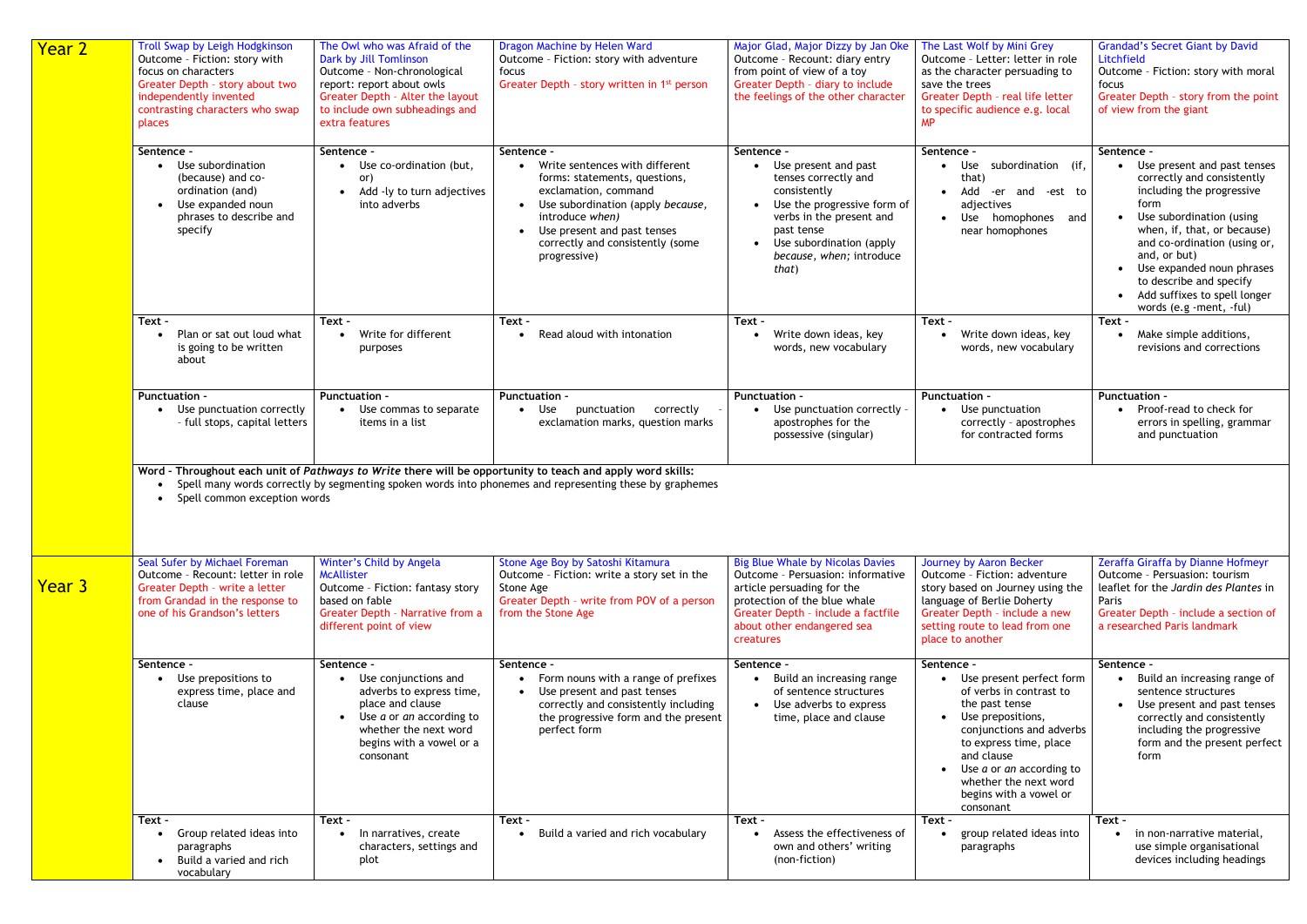| | | | | | | |
|---|---|---|---|---|---|---|
| **Year 2** | Troll Swap by Leigh Hodgkinson<br>Outcome – Fiction: story with focus on characters<br>Greater Depth – story about two independently invented contrasting characters who swap places | The Owl who was Afraid of the Dark by Jill Tomlinson<br>Outcome – Non-chronological report: report about owls<br>Greater Depth – Alter the layout to include own subheadings and extra features | Dragon Machine by Helen Ward<br>Outcome – Fiction: story with adventure focus<br>Greater Depth – story written in 1st person | Major Glad, Major Dizzy by Jan Oke<br>Outcome – Recount: diary entry from point of view of a toy<br>Greater Depth – diary to include the feelings of the other character | The Last Wolf by Mini Grey<br>Outcome – Letter: letter in role as the character persuading to save the trees<br>Greater Depth – real life letter to specific audience e.g. local MP | Grandad's Secret Giant by David Litchfield<br>Outcome – Fiction: story with moral focus<br>Greater Depth – story from the point of view from the giant |
| | **Sentence -**<br>• Use subordination (because) and co-ordination (and)<br>• Use expanded noun phrases to describe and specify | **Sentence -**<br>• Use co-ordination (but, or)<br>• Add -ly to turn adjectives into adverbs | **Sentence -**<br>• Write sentences with different forms: statements, questions, exclamation, command<br>• Use subordination (apply *because*, introduce *when)*<br>• Use present and past tenses correctly and consistently (some progressive) | **Sentence -**<br>• Use present and past tenses correctly and consistently<br>• Use the progressive form of verbs in the present and past tense<br>• Use subordination (apply *because*, *when;* introduce *that*) | **Sentence -**<br>• Use subordination (if, that)<br>• Add -er and -est to adjectives<br>• Use homophones and near homophones | **Sentence -**<br>• Use present and past tenses correctly and consistently including the progressive form<br>• Use subordination (using when, if, that, or because) and co-ordination (using or, and, or but)<br>• Use expanded noun phrases to describe and specify<br>• Add suffixes to spell longer words (e.g -ment, -ful) |
| | **Text -**<br>• Plan or sat out loud what is going to be written about | **Text -**<br>• Write for different purposes | **Text -**<br>• Read aloud with intonation | **Text -**<br>• Write down ideas, key words, new vocabulary | **Text -**<br>• Write down ideas, key words, new vocabulary | **Text -**<br>• Make simple additions, revisions and corrections |
| | **Punctuation -**<br>• Use punctuation correctly – full stops, capital letters | **Punctuation -**<br>• Use commas to separate items in a list | **Punctuation -**<br>• Use punctuation correctly – exclamation marks, question marks | **Punctuation -**<br>• Use punctuation correctly – apostrophes for the possessive (singular) | **Punctuation -**<br>• Use punctuation correctly – apostrophes for contracted forms | **Punctuation -**<br>• Proof-read to check for errors in spelling, grammar and punctuation |
| | **Word - Throughout each unit of *Pathways to Write* there will be opportunity to teach and apply word skills:**<br>• Spell many words correctly by segmenting spoken words into phonemes and representing these by graphemes<br>• Spell common exception words | | | | | |
| **Year 3** | Seal Sufer by Michael Foreman<br>Outcome – Recount: letter in role<br>Greater Depth – write a letter from Grandad in the response to one of his Grandson's letters | Winter's Child by Angela McAllister<br>Outcome – Fiction: fantasy story based on fable<br>Greater Depth – Narrative from a different point of view | Stone Age Boy by Satoshi Kitamura<br>Outcome – Fiction: write a story set in the Stone Age<br>Greater Depth – write from POV of a person from the Stone Age | Big Blue Whale by Nicolas Davies<br>Outcome – Persuasion: informative article persuading for the protection of the blue whale<br>Greater Depth – include a factfile about other endangered sea creatures | Journey by Aaron Becker<br>Outcome – Fiction: adventure story based on Journey using the language of Berlie Doherty<br>Greater Depth – include a new setting route to lead from one place to another | Zeraffa Giraffa by Dianne Hofmeyr<br>Outcome – Persuasion: tourism leaflet for the *Jardin des Plantes* in Paris<br>Greater Depth – include a section of a researched Paris landmark |
| | **Sentence -**<br>• Use prepositions to express time, place and clause | **Sentence -**<br>• Use conjunctions and adverbs to express time, place and clause<br>• Use *a* or *an* according to whether the next word begins with a vowel or a consonant | **Sentence -**<br>• Form nouns with a range of prefixes<br>• Use present and past tenses correctly and consistently including the progressive form and the present perfect form | **Sentence -**<br>• Build an increasing range of sentence structures<br>• Use adverbs to express time, place and clause | **Sentence -**<br>• Use present perfect form of verbs in contrast to the past tense<br>• Use prepositions, conjunctions and adverbs to express time, place and clause<br>• Use *a* or *an* according to whether the next word begins with a vowel or consonant | **Sentence -**<br>• Build an increasing range of sentence structures<br>• Use present and past tenses correctly and consistently including the progressive form and the present perfect form |
| | **Text -**<br>• Group related ideas into paragraphs<br>• Build a varied and rich vocabulary | **Text -**<br>• In narratives, create characters, settings and plot | **Text -**<br>• Build a varied and rich vocabulary | **Text -**<br>• Assess the effectiveness of own and others' writing (non-fiction) | **Text -**<br>• group related ideas into paragraphs | **Text -**<br>• in non-narrative material, use simple organisational devices including headings |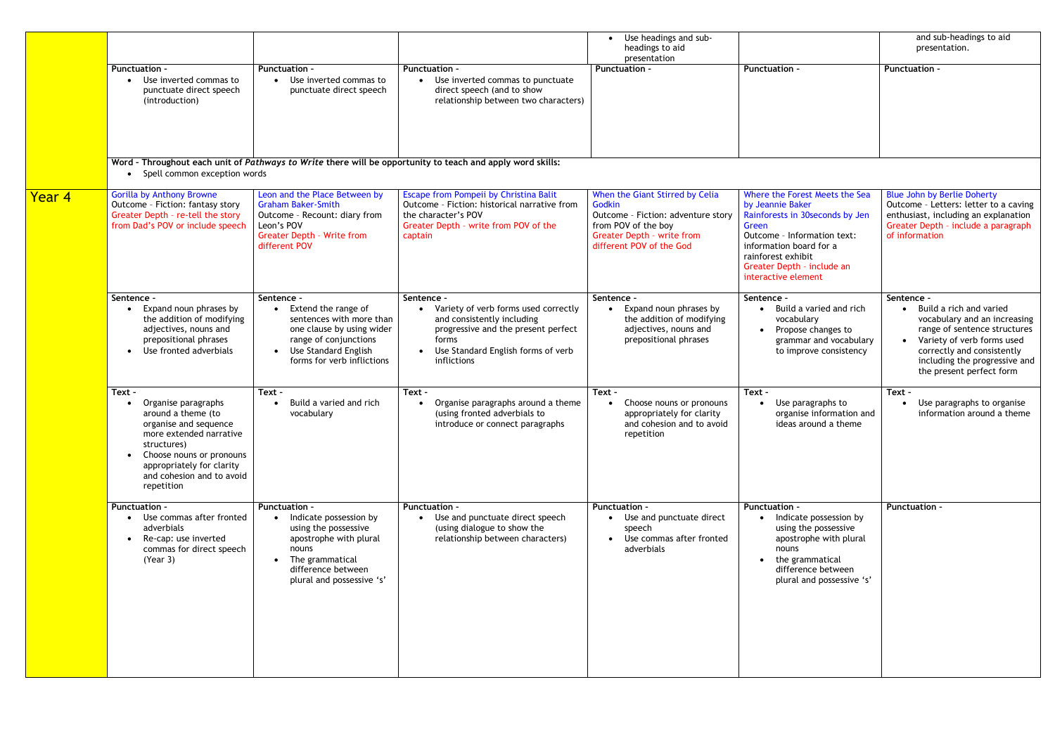| | | | | | | |
|---|---|---|---|---|---|---|
| | | | | • Use headings and sub-headings to aid presentation | | and sub-headings to aid presentation. |
| | **Punctuation -** • Use inverted commas to punctuate direct speech (introduction) | **Punctuation -** • Use inverted commas to punctuate direct speech | **Punctuation -** • Use inverted commas to punctuate direct speech (and to show relationship between two characters) | **Punctuation -** | **Punctuation -** | **Punctuation -** |
| | **Word - Throughout each unit of *Pathways to Write* there will be opportunity to teach and apply word skills:** • Spell common exception words | | | | | |
| **Year 4** | Gorilla by Anthony Browne<br>Outcome – Fiction: fantasy story<br>Greater Depth – re-tell the story from Dad's POV or include speech | Leon and the Place Between by Graham Baker-Smith<br>Outcome – Recount: diary from Leon's POV<br>Greater Depth – Write from different POV | Escape from Pompeii by Christina Balit<br>Outcome – Fiction: historical narrative from the character's POV<br>Greater Depth – write from POV of the captain | When the Giant Stirred by Celia Godkin<br>Outcome – Fiction: adventure story from POV of the boy<br>Greater Depth – write from different POV of the God | Where the Forest Meets the Sea by Jeannie Baker<br>Rainforests in 30seconds by Jen Green<br>Outcome – Information text: information board for a rainforest exhibit<br>Greater Depth – include an interactive element | Blue John by Berlie Doherty<br>Outcome – Letters: letter to a caving enthusiast, including an explanation<br>Greater Depth – include a paragraph of information |
| | **Sentence -** • Expand noun phrases by the addition of modifying adjectives, nouns and prepositional phrases • Use fronted adverbials | **Sentence -** • Extend the range of sentences with more than one clause by using wider range of conjunctions • Use Standard English forms for verb inflictions | **Sentence -** • Variety of verb forms used correctly and consistently including progressive and the present perfect forms • Use Standard English forms of verb inflictions | **Sentence -** • Expand noun phrases by the addition of modifying adjectives, nouns and prepositional phrases | **Sentence -** • Build a varied and rich vocabulary • Propose changes to grammar and vocabulary to improve consistency | **Sentence -** • Build a rich and varied vocabulary and an increasing range of sentence structures • Variety of verb forms used correctly and consistently including the progressive and the present perfect form |
| | **Text -** • Organise paragraphs around a theme (to organise and sequence more extended narrative structures) • Choose nouns or pronouns appropriately for clarity and cohesion and to avoid repetition | **Text -** • Build a varied and rich vocabulary | **Text -** • Organise paragraphs around a theme (using fronted adverbials to introduce or connect paragraphs | **Text -** • Choose nouns or pronouns appropriately for clarity and cohesion and to avoid repetition | **Text -** • Use paragraphs to organise information and ideas around a theme | **Text -** • Use paragraphs to organise information around a theme |
| | **Punctuation -** • Use commas after fronted adverbials • Re-cap: use inverted commas for direct speech (Year 3) | **Punctuation -** • Indicate possession by using the possessive apostrophe with plural nouns • The grammatical difference between plural and possessive 's' | **Punctuation -** • Use and punctuate direct speech (using dialogue to show the relationship between characters) | **Punctuation -** • Use and punctuate direct speech • Use commas after fronted adverbials | **Punctuation -** • Indicate possession by using the possessive apostrophe with plural nouns • the grammatical difference between plural and possessive 's' | **Punctuation -** |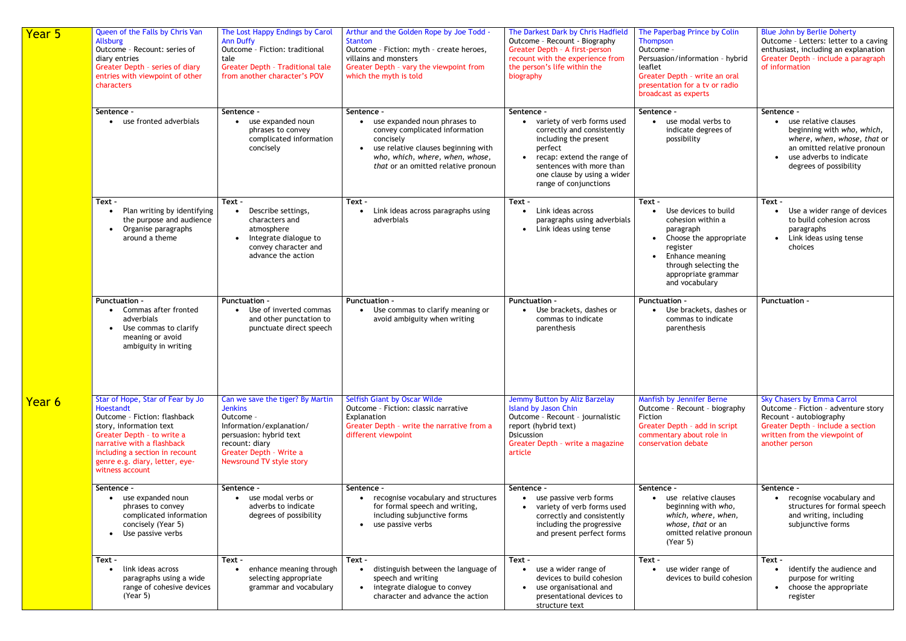| | | | | | | |
|---|---|---|---|---|---|---|
| **Year 5** | Queen of the Falls by Chris Van Allsburg<br>Outcome - Recount: series of diary entries<br>Greater Depth - series of diary entries with viewpoint of other characters | The Lost Happy Endings by Carol Ann Duffy<br>Outcome - Fiction: traditional tale<br>Greater Depth - Traditional tale from another character's POV | Arthur and the Golden Rope by Joe Todd - Stanton<br>Outcome - Fiction: myth - create heroes, villains and monsters<br>Greater Depth - vary the viewpoint from which the myth is told | The Darkest Dark by Chris Hadfield<br>Outcome - Recount - Biography<br>Greater Depth - A first-person recount with the experience from the person's life within the biography | The Paperbag Prince by Colin Thompson<br>Outcome - Persuasion/information - hybrid leaflet<br>Greater Depth - write an oral presentation for a tv or radio broadcast as experts | Blue John by Berlie Doherty<br>Outcome - Letters: letter to a caving enthusiast, including an explanation<br>Greater Depth - include a paragraph of information |
| | **Sentence -**<br>• use fronted adverbials | **Sentence -**<br>• use expanded noun phrases to convey complicated information concisely | **Sentence -**<br>• use expanded noun phrases to convey complicated information concisely<br>• use relative clauses beginning with *who, which, where, when, whose, that* or an omitted relative pronoun | **Sentence -**<br>• variety of verb forms used correctly and consistently including the present perfect<br>• recap: extend the range of sentences with more than one clause by using a wider range of conjunctions | **Sentence -**<br>• use modal verbs to indicate degrees of possibility | **Sentence -**<br>• use relative clauses beginning with *who, which, where, when, whose, that* or an omitted relative pronoun<br>• use adverbs to indicate degrees of possibility |
| | **Text -**<br>• Plan writing by identifying the purpose and audience<br>• Organise paragraphs around a theme | **Text -**<br>• Describe settings, characters and atmosphere<br>• Integrate dialogue to convey character and advance the action | **Text -**<br>• Link ideas across paragraphs using adverbials | **Text -**<br>• Link ideas across paragraphs using adverbials<br>• Link ideas using tense | **Text -**<br>• Use devices to build cohesion within a paragraph<br>• Choose the appropriate register<br>• Enhance meaning through selecting the appropriate grammar and vocabulary | **Text -**<br>• Use a wider range of devices to build cohesion across paragraphs<br>• Link ideas using tense choices |
| | **Punctuation -**<br>• Commas after fronted adverbials<br>• Use commas to clarify meaning or avoid ambiguity in writing | **Punctuation -**<br>• Use of inverted commas and other punctation to punctuate direct speech | **Punctuation -**<br>• Use commas to clarify meaning or avoid ambiguity when writing | **Punctuation -**<br>• Use brackets, dashes or commas to indicate parenthesis | **Punctuation -**<br>• Use brackets, dashes or commas to indicate parenthesis | **Punctuation -** |
| **Year 6** | Star of Hope, Star of Fear by Jo Hoestandt<br>Outcome - Fiction: flashback story, information text<br>Greater Depth - to write a narrative with a flashback including a section in recount genre e.g. diary, letter, eye-witness account | Can we save the tiger? By Martin Jenkins<br>Outcome - Information/explanation/ persuasion: hybrid text recount: diary<br>Greater Depth - Write a Newsround TV style story | Selfish Giant by Oscar Wilde<br>Outcome - Fiction: classic narrative Explanation<br>Greater Depth - write the narrative from a different viewpoint | Jemmy Button by Aliz Barzelay Island by Jason Chin<br>Outcome - Recount - journalistic report (hybrid text)<br>Dsicussion<br>Greater Depth - write a magazine article | Manfish by Jennifer Berne<br>Outcome - Recount - biography Fiction<br>Greater Depth - add in script commentary about role in conservation debate | Sky Chasers by Emma Carrol<br>Outcome - Fiction - adventure story Recount - autobiography<br>Greater Depth - include a section written from the viewpoint of another person |
| | **Sentence -**<br>• use expanded noun phrases to convey complicated information concisely (Year 5)<br>• Use passive verbs | **Sentence -**<br>• use modal verbs or adverbs to indicate degrees of possibility | **Sentence -**<br>• recognise vocabulary and structures for formal speech and writing, including subjunctive forms<br>• use passive verbs | **Sentence -**<br>• use passive verb forms<br>• variety of verb forms used correctly and consistently including the progressive and present perfect forms | **Sentence -**<br>• use relative clauses beginning with *who, which, where, when, whose, that* or an omitted relative pronoun (Year 5) | **Sentence -**<br>• recognise vocabulary and structures for formal speech and writing, including subjunctive forms |
| | **Text -**<br>• link ideas across paragraphs using a wide range of cohesive devices (Year 5) | **Text -**<br>• enhance meaning through selecting appropriate grammar and vocabulary | **Text -**<br>• distinguish between the language of speech and writing<br>• integrate dialogue to convey character and advance the action | **Text -**<br>• use a wider range of devices to build cohesion<br>• use organisational and presentational devices to structure text | **Text -**<br>• use wider range of devices to build cohesion | **Text -**<br>• identify the audience and purpose for writing<br>• choose the appropriate register |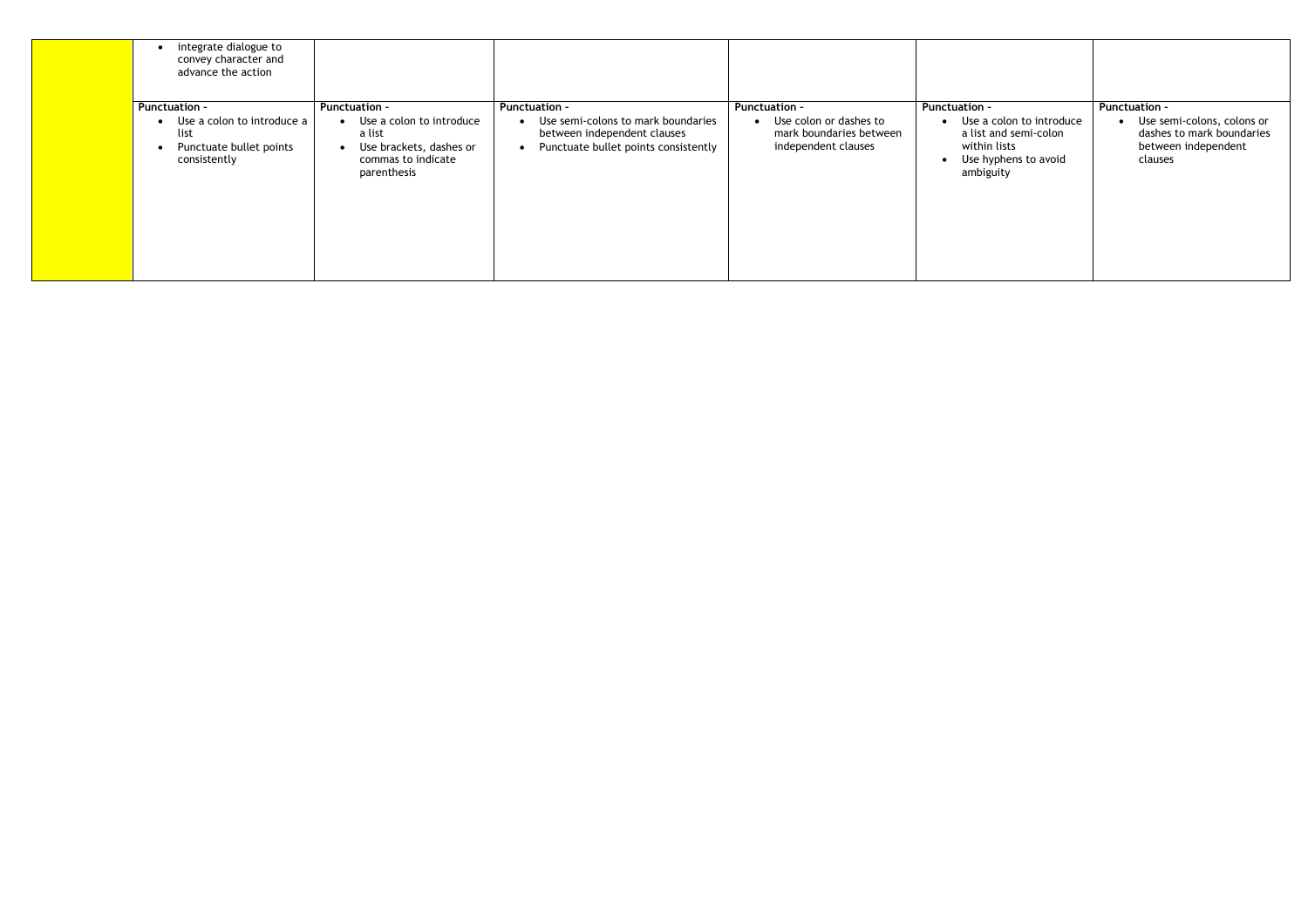| | | | | | | |
|---|---|---|---|---|---|---|
| | • integrate dialogue to convey character and advance the action | | | | | |
| | **Punctuation -** • Use a colon to introduce a list • Punctuate bullet points consistently | **Punctuation -** • Use a colon to introduce a list • Use brackets, dashes or commas to indicate parenthesis | **Punctuation -** • Use semi-colons to mark boundaries between independent clauses • Punctuate bullet points consistently | **Punctuation -** • Use colon or dashes to mark boundaries between independent clauses | **Punctuation -** • Use a colon to introduce a list and semi-colon within lists • Use hyphens to avoid ambiguity | **Punctuation -** • Use semi-colons, colons or dashes to mark boundaries between independent clauses |